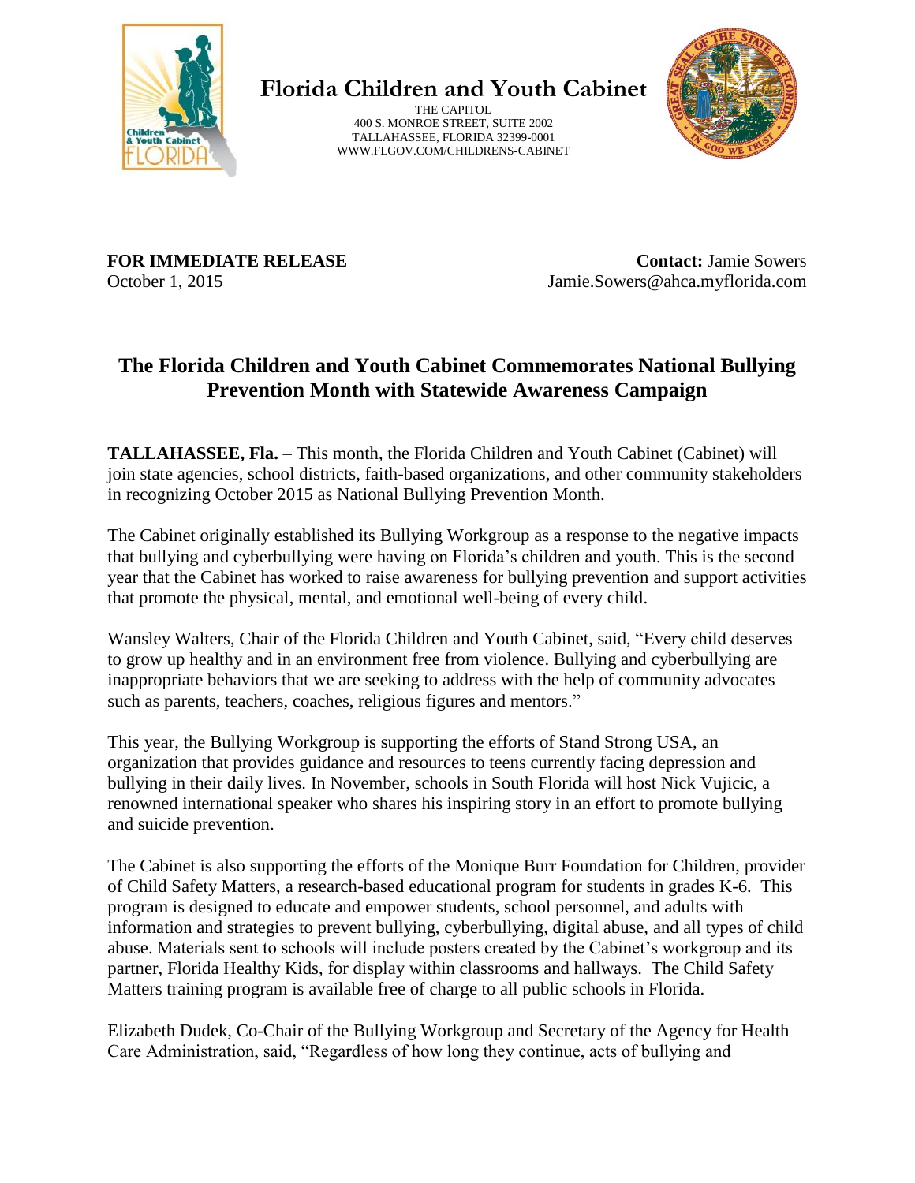# Florida Children and Youth Cabinet

THE CAPITOL
400 S. MONROE STREET, SUITE 2002
TALLAHASSEE, FLORIDA 32399-0001
WWW.FLGOV.COM/CHILDRENS-CABINET

**FOR IMMEDIATE RELEASE**
October 1, 2015

**Contact:** Jamie Sowers
Jamie.Sowers@ahca.myflorida.com

## The Florida Children and Youth Cabinet Commemorates National Bullying Prevention Month with Statewide Awareness Campaign

**TALLAHASSEE, Fla.** – This month, the Florida Children and Youth Cabinet (Cabinet) will join state agencies, school districts, faith-based organizations, and other community stakeholders in recognizing October 2015 as National Bullying Prevention Month.

The Cabinet originally established its Bullying Workgroup as a response to the negative impacts that bullying and cyberbullying were having on Florida's children and youth. This is the second year that the Cabinet has worked to raise awareness for bullying prevention and support activities that promote the physical, mental, and emotional well-being of every child.

Wansley Walters, Chair of the Florida Children and Youth Cabinet, said, "Every child deserves to grow up healthy and in an environment free from violence. Bullying and cyberbullying are inappropriate behaviors that we are seeking to address with the help of community advocates such as parents, teachers, coaches, religious figures and mentors."

This year, the Bullying Workgroup is supporting the efforts of Stand Strong USA, an organization that provides guidance and resources to teens currently facing depression and bullying in their daily lives. In November, schools in South Florida will host Nick Vujicic, a renowned international speaker who shares his inspiring story in an effort to promote bullying and suicide prevention.

The Cabinet is also supporting the efforts of the Monique Burr Foundation for Children, provider of Child Safety Matters, a research-based educational program for students in grades K-6. This program is designed to educate and empower students, school personnel, and adults with information and strategies to prevent bullying, cyberbullying, digital abuse, and all types of child abuse. Materials sent to schools will include posters created by the Cabinet's workgroup and its partner, Florida Healthy Kids, for display within classrooms and hallways. The Child Safety Matters training program is available free of charge to all public schools in Florida.

Elizabeth Dudek, Co-Chair of the Bullying Workgroup and Secretary of the Agency for Health Care Administration, said, "Regardless of how long they continue, acts of bullying and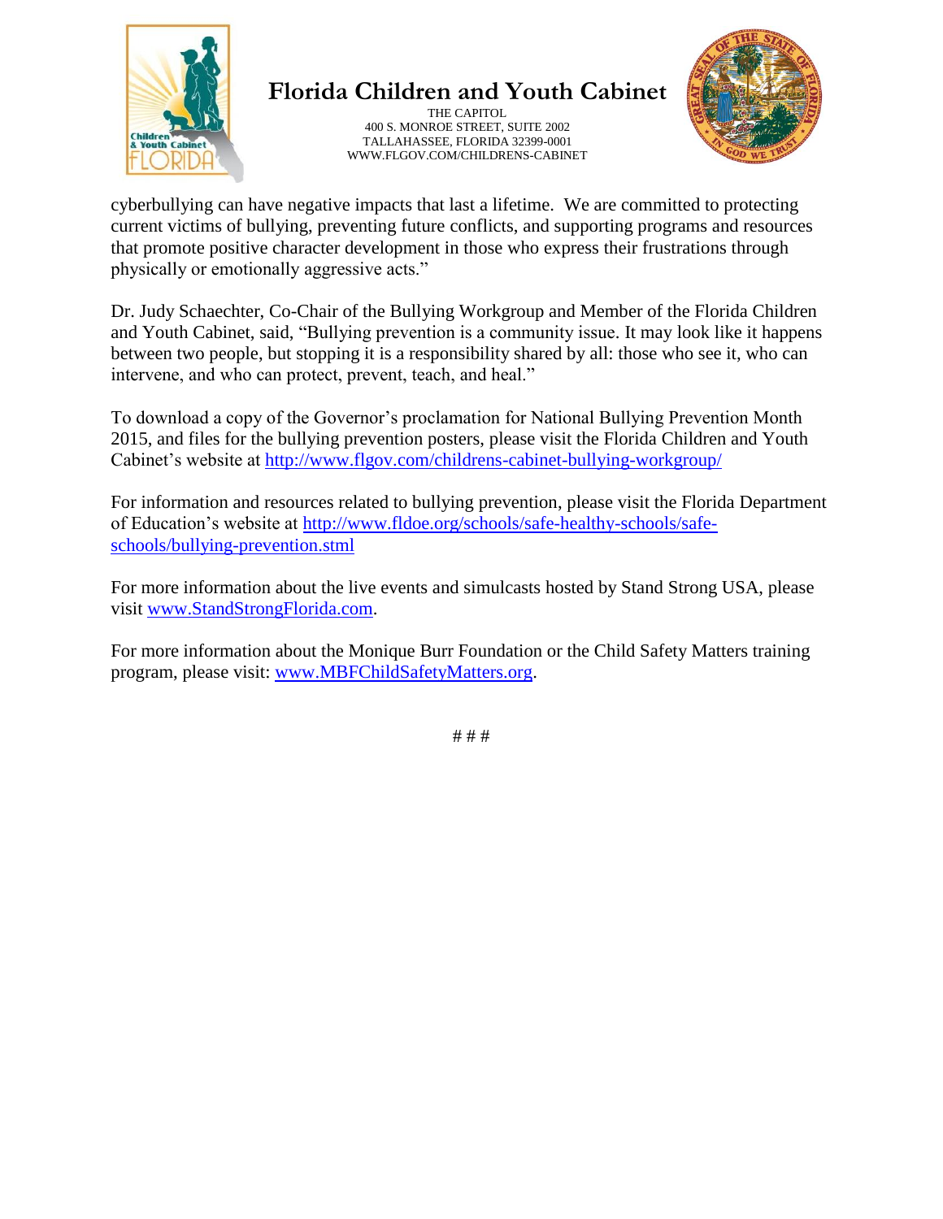# Florida Children and Youth Cabinet

THE CAPITOL
400 S. MONROE STREET, SUITE 2002
TALLAHASSEE, FLORIDA 32399-0001
WWW.FLGOV.COM/CHILDRENS-CABINET

cyberbullying can have negative impacts that last a lifetime. We are committed to protecting current victims of bullying, preventing future conflicts, and supporting programs and resources that promote positive character development in those who express their frustrations through physically or emotionally aggressive acts."

Dr. Judy Schaechter, Co-Chair of the Bullying Workgroup and Member of the Florida Children and Youth Cabinet, said, "Bullying prevention is a community issue. It may look like it happens between two people, but stopping it is a responsibility shared by all: those who see it, who can intervene, and who can protect, prevent, teach, and heal."

To download a copy of the Governor's proclamation for National Bullying Prevention Month 2015, and files for the bullying prevention posters, please visit the Florida Children and Youth Cabinet's website at http://www.flgov.com/childrens-cabinet-bullying-workgroup/

For information and resources related to bullying prevention, please visit the Florida Department of Education's website at http://www.fldoe.org/schools/safe-healthy-schools/safe-schools/bullying-prevention.stml

For more information about the live events and simulcasts hosted by Stand Strong USA, please visit www.StandStrongFlorida.com.

For more information about the Monique Burr Foundation or the Child Safety Matters training program, please visit: www.MBFChildSafetyMatters.org.

# # #